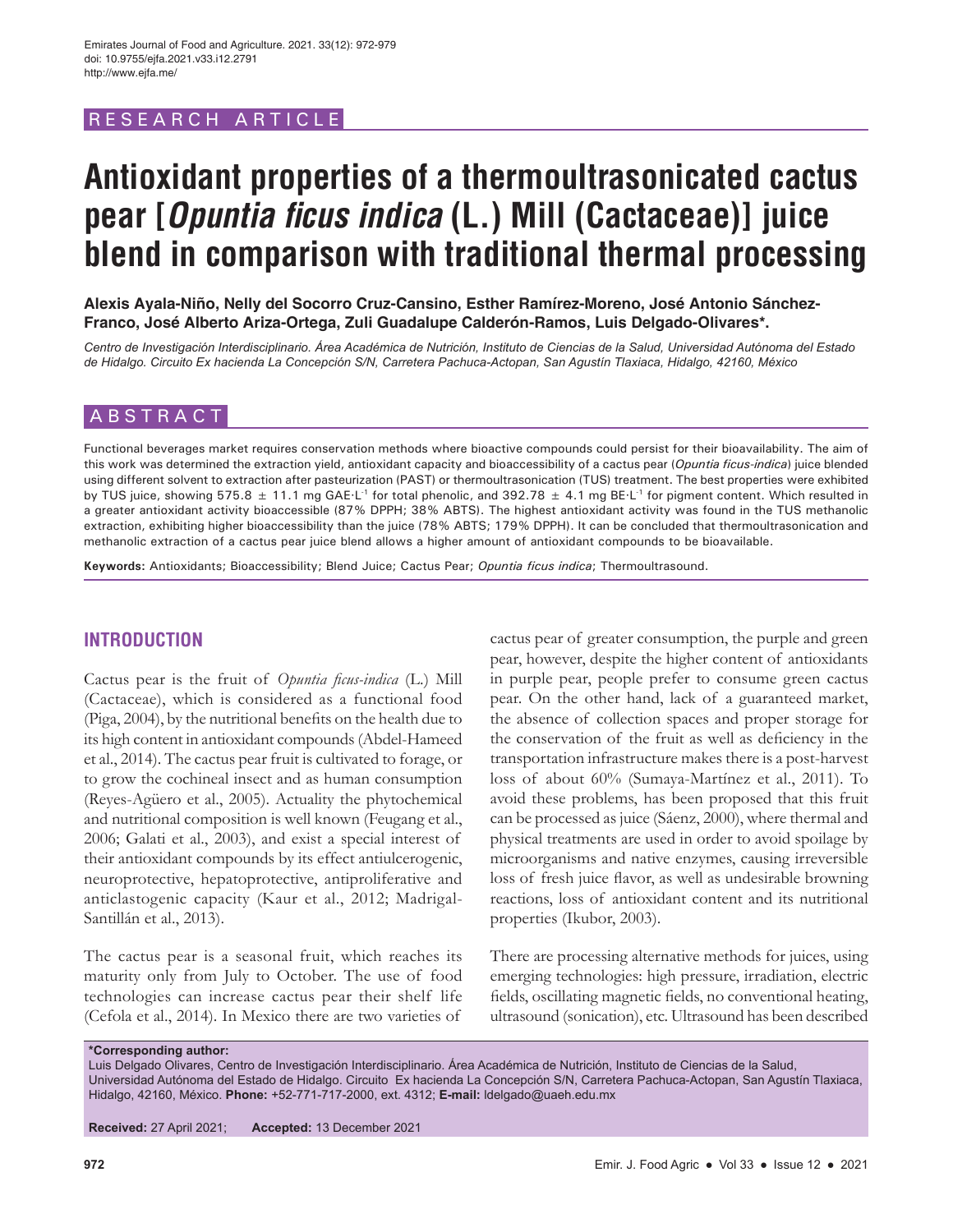RESEARCH ARTICLE

# Antioxidant properties of a thermoultrasonicated cactus pear [*Opuntia ficus indica* (L.) Mill (Cactaceae)] juice blend in comparison with traditional thermal processing

**Alexis Ayala-Niño, Nelly del Socorro Cruz-Cansino, Esther Ramírez-Moreno, José Antonio Sánchez-Franco, José Alberto Ariza-Ortega, Zuli Guadalupe Calderón-Ramos, Luis Delgado-Olivares\*.**

*Centro de Investigación Interdisciplinario. Área Académica de Nutrición, Instituto de Ciencias de la Salud, Universidad Autónoma del Estado de Hidalgo. Circuito Ex hacienda La Concepción S/N, Carretera Pachuca-Actopan, San Agustín Tlaxiaca, Hidalgo, 42160, México*

## ABSTRACT

Functional beverages market requires conservation methods where bioactive compounds could persist for their bioavailability. The aim of this work was determined the extraction yield, antioxidant capacity and bioaccessibility of a cactus pear (*Opuntia ficus-indica*) juice blended using different solvent to extraction after pasteurization (PAST) or thermoultrasonication (TUS) treatment. The best properties were exhibited by TUS juice, showing 575.8 ± 11.1 mg GAE·L$^{-1}$ for total phenolic, and 392.78 ± 4.1 mg BE·L$^{-1}$ for pigment content. Which resulted in a greater antioxidant activity bioaccessible (87% DPPH; 38% ABTS). The highest antioxidant activity was found in the TUS methanolic extraction, exhibiting higher bioaccessibility than the juice (78% ABTS; 179% DPPH). It can be concluded that thermoultrasonication and methanolic extraction of a cactus pear juice blend allows a higher amount of antioxidant compounds to be bioavailable.

**Keywords:** Antioxidants; Bioaccessibility; Blend Juice; Cactus Pear; *Opuntia ficus indica*; Thermoultrasound.

## INTRODUCTION

Cactus pear is the fruit of *Opuntia ficus-indica* (L.) Mill (Cactaceae), which is considered as a functional food (Piga, 2004), by the nutritional benefits on the health due to its high content in antioxidant compounds (Abdel-Hameed et al., 2014). The cactus pear fruit is cultivated to forage, or to grow the cochineal insect and as human consumption (Reyes-Agüero et al., 2005). Actuality the phytochemical and nutritional composition is well known (Feugang et al., 2006; Galati et al., 2003), and exist a special interest of their antioxidant compounds by its effect antiulcerogenic, neuroprotective, hepatoprotective, antiproliferative and anticlastogenic capacity (Kaur et al., 2012; Madrigal-Santillán et al., 2013).

The cactus pear is a seasonal fruit, which reaches its maturity only from July to October. The use of food technologies can increase cactus pear their shelf life (Cefola et al., 2014). In Mexico there are two varieties of cactus pear of greater consumption, the purple and green pear, however, despite the higher content of antioxidants in purple pear, people prefer to consume green cactus pear. On the other hand, lack of a guaranteed market, the absence of collection spaces and proper storage for the conservation of the fruit as well as deficiency in the transportation infrastructure makes there is a post-harvest loss of about 60% (Sumaya-Martínez et al., 2011). To avoid these problems, has been proposed that this fruit can be processed as juice (Sáenz, 2000), where thermal and physical treatments are used in order to avoid spoilage by microorganisms and native enzymes, causing irreversible loss of fresh juice flavor, as well as undesirable browning reactions, loss of antioxidant content and its nutritional properties (Ikubor, 2003).

There are processing alternative methods for juices, using emerging technologies: high pressure, irradiation, electric fields, oscillating magnetic fields, no conventional heating, ultrasound (sonication), etc. Ultrasound has been described

**\*Corresponding author:**
Luis Delgado Olivares, Centro de Investigación Interdisciplinario. Área Académica de Nutrición, Instituto de Ciencias de la Salud, Universidad Autónoma del Estado de Hidalgo. Circuito Ex hacienda La Concepción S/N, Carretera Pachuca-Actopan, San Agustín Tlaxiaca, Hidalgo, 42160, México. **Phone:** +52-771-717-2000, ext. 4312; **E-mail:** ldelgado@uaeh.edu.mx

**Received:** 27 April 2021; **Accepted:** 13 December 2021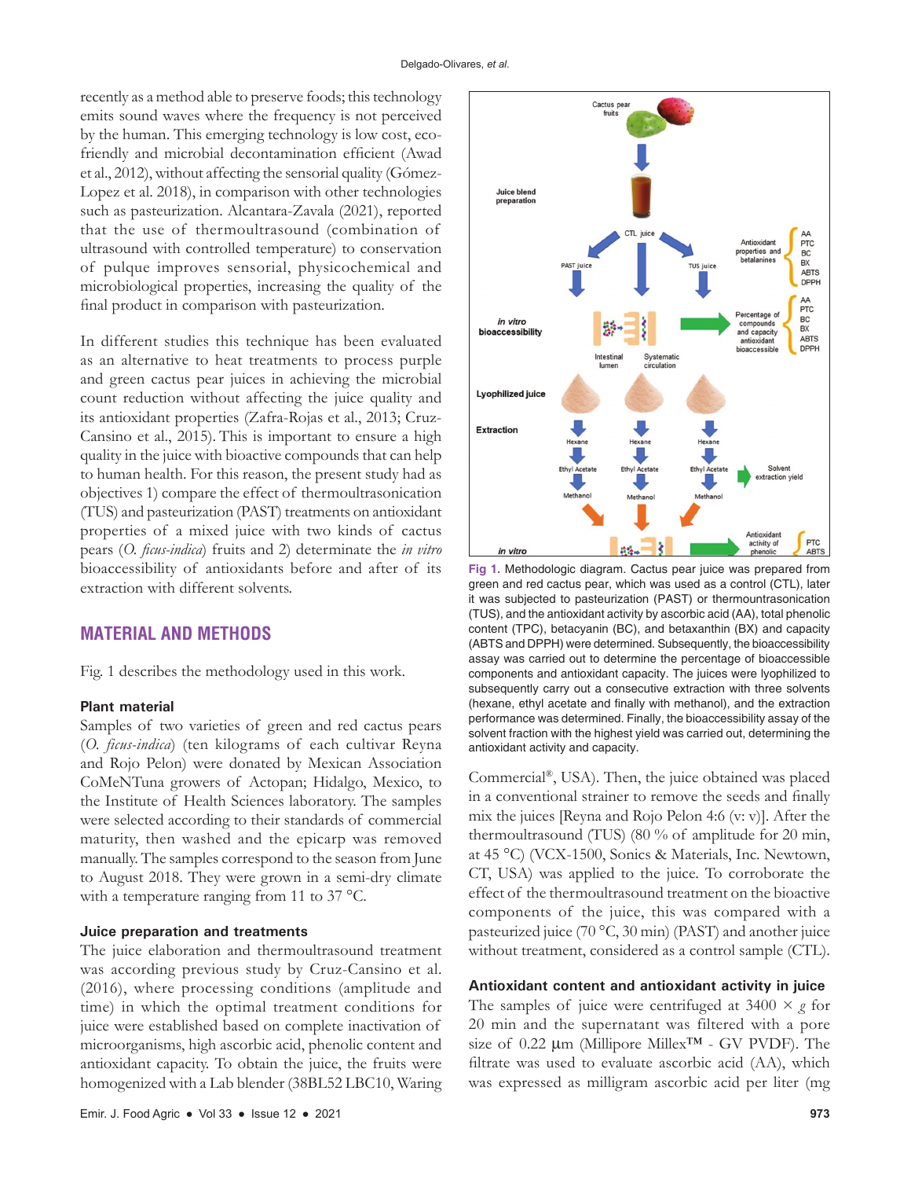recently as a method able to preserve foods; this technology emits sound waves where the frequency is not perceived by the human. This emerging technology is low cost, eco-friendly and microbial decontamination efficient (Awad et al., 2012), without affecting the sensorial quality (Gómez-Lopez et al. 2018), in comparison with other technologies such as pasteurization. Alcantara-Zavala (2021), reported that the use of thermoultrasound (combination of ultrasound with controlled temperature) to conservation of pulque improves sensorial, physicochemical and microbiological properties, increasing the quality of the final product in comparison with pasteurization.

In different studies this technique has been evaluated as an alternative to heat treatments to process purple and green cactus pear juices in achieving the microbial count reduction without affecting the juice quality and its antioxidant properties (Zafra-Rojas et al., 2013; Cruz-Cansino et al., 2015). This is important to ensure a high quality in the juice with bioactive compounds that can help to human health. For this reason, the present study had as objectives 1) compare the effect of thermoultrasonication (TUS) and pasteurization (PAST) treatments on antioxidant properties of a mixed juice with two kinds of cactus pears (*O. ficus-indica*) fruits and 2) determinate the *in vitro* bioaccessibility of antioxidants before and after of its extraction with different solvents.

## MATERIAL AND METHODS

Fig. 1 describes the methodology used in this work.

### Plant material

Samples of two varieties of green and red cactus pears (*O. ficus-indica*) (ten kilograms of each cultivar Reyna and Rojo Pelon) were donated by Mexican Association CoMeNTuna growers of Actopan; Hidalgo, Mexico, to the Institute of Health Sciences laboratory. The samples were selected according to their standards of commercial maturity, then washed and the epicarp was removed manually. The samples correspond to the season from June to August 2018. They were grown in a semi-dry climate with a temperature ranging from 11 to 37 °C.

### Juice preparation and treatments

The juice elaboration and thermoultrasound treatment was according previous study by Cruz-Cansino et al. (2016), where processing conditions (amplitude and time) in which the optimal treatment conditions for juice were established based on complete inactivation of microorganisms, high ascorbic acid, phenolic content and antioxidant capacity. To obtain the juice, the fruits were homogenized with a Lab blender (38BL52 LBC10, Waring Commercial®, USA). Then, the juice obtained was placed in a conventional strainer to remove the seeds and finally mix the juices [Reyna and Rojo Pelon 4:6 (v: v)]. After the thermoultrasound (TUS) (80 % of amplitude for 20 min, at 45 °C) (VCX-1500, Sonics & Materials, Inc. Newtown, CT, USA) was applied to the juice. To corroborate the effect of the thermoultrasound treatment on the bioactive components of the juice, this was compared with a pasteurized juice (70 °C, 30 min) (PAST) and another juice without treatment, considered as a control sample (CTL).

**Fig 1.** Methodologic diagram. Cactus pear juice was prepared from green and red cactus pear, which was used as a control (CTL), later it was subjected to pasteurization (PAST) or thermountrasonication (TUS), and the antioxidant activity by ascorbic acid (AA), total phenolic content (TPC), betacyanin (BC), and betaxanthin (BX) and capacity (ABTS and DPPH) were determined. Subsequently, the bioaccessibility assay was carried out to determine the percentage of bioaccessible components and antioxidant capacity. The juices were lyophilized to subsequently carry out a consecutive extraction with three solvents (hexane, ethyl acetate and finally with methanol), and the extraction performance was determined. Finally, the bioaccessibility assay of the solvent fraction with the highest yield was carried out, determining the antioxidant activity and capacity.

### Antioxidant content and antioxidant activity in juice

The samples of juice were centrifuged at 3400 × *g* for 20 min and the supernatant was filtered with a pore size of 0.22 μm (Millipore Millex™ - GV PVDF). The filtrate was used to evaluate ascorbic acid (AA), which was expressed as milligram ascorbic acid per liter (mg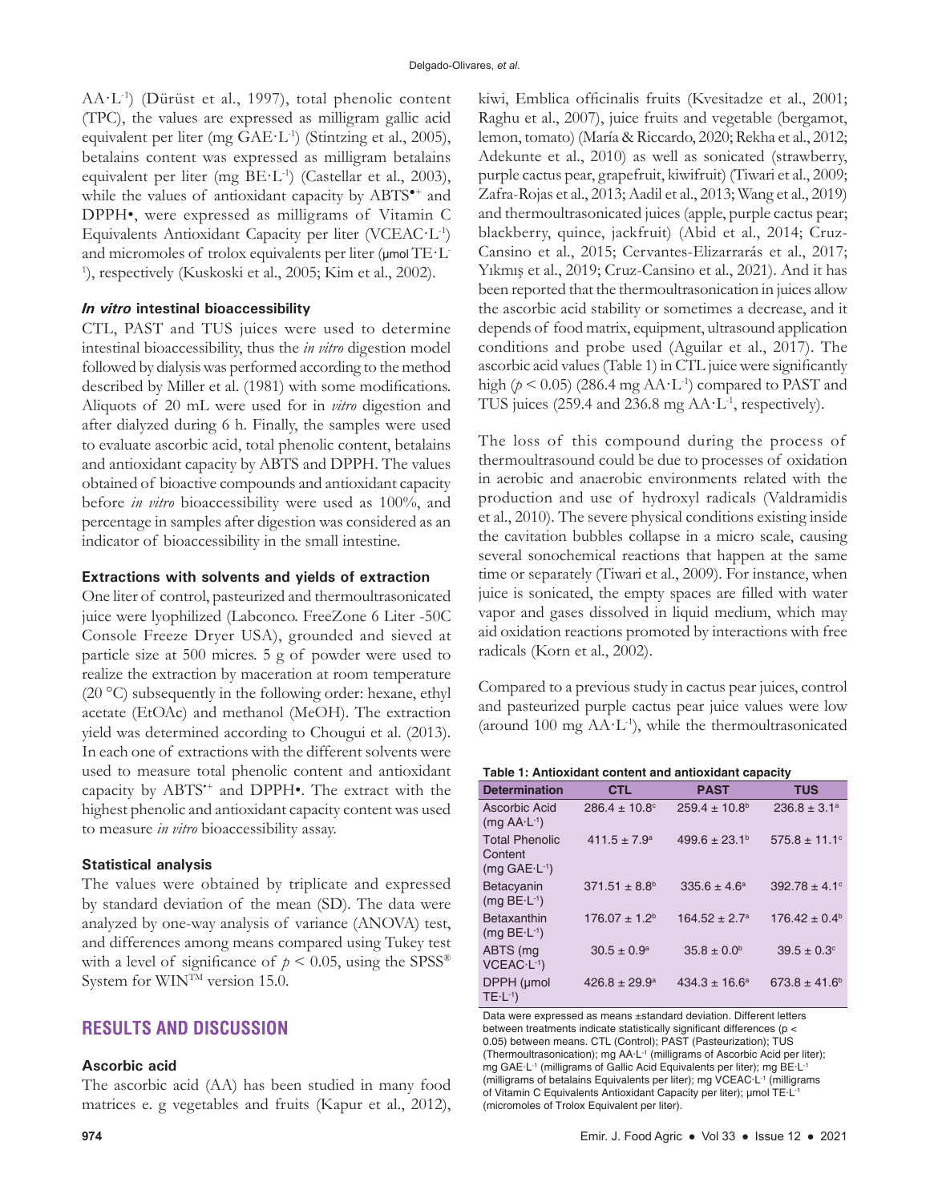AA·L$^{-1}$) (Dürüst et al., 1997), total phenolic content (TPC), the values are expressed as milligram gallic acid equivalent per liter (mg GAE·L$^{-1}$) (Stintzing et al., 2005), betalains content was expressed as milligram betalains equivalent per liter (mg BE·L$^{-1}$) (Castellar et al., 2003), while the values of antioxidant capacity by ABTS$^{•+}$ and DPPH•, were expressed as milligrams of Vitamin C Equivalents Antioxidant Capacity per liter (VCEAC·L$^{-1}$) and micromoles of trolox equivalents per liter (μmol TE·L$^{-1}$), respectively (Kuskoski et al., 2005; Kim et al., 2002).

### *In vitro* intestinal bioaccessibility

CTL, PAST and TUS juices were used to determine intestinal bioaccessibility, thus the *in vitro* digestion model followed by dialysis was performed according to the method described by Miller et al. (1981) with some modifications. Aliquots of 20 mL were used for in *vitro* digestion and after dialyzed during 6 h. Finally, the samples were used to evaluate ascorbic acid, total phenolic content, betalains and antioxidant capacity by ABTS and DPPH. The values obtained of bioactive compounds and antioxidant capacity before *in vitro* bioaccessibility were used as 100%, and percentage in samples after digestion was considered as an indicator of bioaccessibility in the small intestine.

### Extractions with solvents and yields of extraction

One liter of control, pasteurized and thermoultrasonicated juice were lyophilized (Labconco. FreeZone 6 Liter -50C Console Freeze Dryer USA), grounded and sieved at particle size at 500 micres. 5 g of powder were used to realize the extraction by maceration at room temperature (20 °C) subsequently in the following order: hexane, ethyl acetate (EtOAc) and methanol (MeOH). The extraction yield was determined according to Chougui et al. (2013). In each one of extractions with the different solvents were used to measure total phenolic content and antioxidant capacity by ABTS$^{•+}$ and DPPH•. The extract with the highest phenolic and antioxidant capacity content was used to measure *in vitro* bioaccessibility assay.

### Statistical analysis

The values were obtained by triplicate and expressed by standard deviation of the mean (SD). The data were analyzed by one-way analysis of variance (ANOVA) test, and differences among means compared using Tukey test with a level of significance of $p < 0.05$, using the SPSS® System for WIN™ version 15.0.

## RESULTS AND DISCUSSION

### Ascorbic acid

The ascorbic acid (AA) has been studied in many food matrices e. g vegetables and fruits (Kapur et al., 2012), kiwi, Emblica officinalis fruits (Kvesitadze et al., 2001; Raghu et al., 2007), juice fruits and vegetable (bergamot, lemon, tomato) (María & Riccardo, 2020; Rekha et al., 2012; Adekunte et al., 2010) as well as sonicated (strawberry, purple cactus pear, grapefruit, kiwifruit) (Tiwari et al., 2009; Zafra-Rojas et al., 2013; Aadil et al., 2013; Wang et al., 2019) and thermoultrasonicated juices (apple, purple cactus pear; blackberry, quince, jackfruit) (Abid et al., 2014; Cruz-Cansino et al., 2015; Cervantes-Elizarrarás et al., 2017; Yıkmış et al., 2019; Cruz-Cansino et al., 2021). And it has been reported that the thermoultrasonication in juices allow the ascorbic acid stability or sometimes a decrease, and it depends of food matrix, equipment, ultrasound application conditions and probe used (Aguilar et al., 2017). The ascorbic acid values (Table 1) in CTL juice were significantly high ($p < 0.05$) (286.4 mg AA·L$^{-1}$) compared to PAST and TUS juices (259.4 and 236.8 mg AA·L$^{-1}$, respectively).

The loss of this compound during the process of thermoultrasound could be due to processes of oxidation in aerobic and anaerobic environments related with the production and use of hydroxyl radicals (Valdramidis et al., 2010). The severe physical conditions existing inside the cavitation bubbles collapse in a micro scale, causing several sonochemical reactions that happen at the same time or separately (Tiwari et al., 2009). For instance, when juice is sonicated, the empty spaces are filled with water vapor and gases dissolved in liquid medium, which may aid oxidation reactions promoted by interactions with free radicals (Korn et al., 2002).

Compared to a previous study in cactus pear juices, control and pasteurized purple cactus pear juice values were low (around 100 mg AA·L$^{-1}$), while the thermoultrasonicated

**Table 1: Antioxidant content and antioxidant capacity**

| Determination | CTL | PAST | TUS |
|---|---|---|---|
| Ascorbic Acid (mg AA·L$^{-1}$) | 286.4 ± 10.8$^{c}$ | 259.4 ± 10.8$^{b}$ | 236.8 ± 3.1$^{a}$ |
| Total Phenolic Content (mg GAE·L$^{-1}$) | 411.5 ± 7.9$^{a}$ | 499.6 ± 23.1$^{b}$ | 575.8 ± 11.1$^{c}$ |
| Betacyanin (mg BE·L$^{-1}$) | 371.51 ± 8.8$^{b}$ | 335.6 ± 4.6$^{a}$ | 392.78 ± 4.1$^{c}$ |
| Betaxanthin (mg BE·L$^{-1}$) | 176.07 ± 1.2$^{b}$ | 164.52 ± 2.7$^{a}$ | 176.42 ± 0.4$^{b}$ |
| ABTS (mg VCEAC·L$^{-1}$) | 30.5 ± 0.9$^{a}$ | 35.8 ± 0.0$^{b}$ | 39.5 ± 0.3$^{c}$ |
| DPPH (μmol TE·L$^{-1}$) | 426.8 ± 29.9$^{a}$ | 434.3 ± 16.6$^{a}$ | 673.8 ± 41.6$^{b}$ |

Data were expressed as means ±standard deviation. Different letters between treatments indicate statistically significant differences ($p < 0.05$) between means. CTL (Control); PAST (Pasteurization); TUS (Thermoultrasonication); mg AA·L$^{-1}$ (milligrams of Ascorbic Acid per liter); mg GAE·L$^{-1}$ (milligrams of Gallic Acid Equivalents per liter); mg BE·L$^{-1}$ (milligrams of betalains Equivalents per liter); mg VCEAC·L$^{-1}$ (milligrams of Vitamin C Equivalents Antioxidant Capacity per liter); μmol TE·L$^{-1}$ (micromoles of Trolox Equivalent per liter).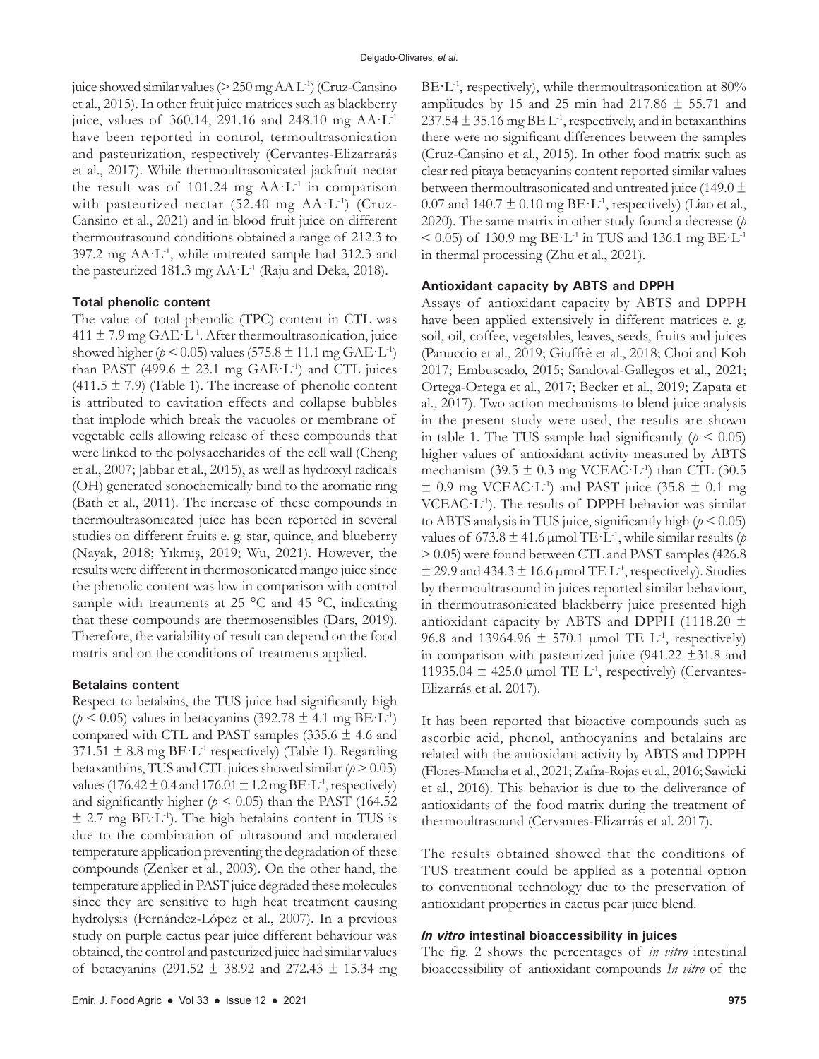juice showed similar values (> 250 mg AA $L^{-1}$) (Cruz-Cansino et al., 2015). In other fruit juice matrices such as blackberry juice, values of 360.14, 291.16 and 248.10 mg AA·$L^{-1}$ have been reported in control, termoultrasonication and pasteurization, respectively (Cervantes-Elizarrarás et al., 2017). While thermoultrasonicated jackfruit nectar the result was of 101.24 mg AA·$L^{-1}$ in comparison with pasteurized nectar (52.40 mg AA·$L^{-1}$) (Cruz-Cansino et al., 2021) and in blood fruit juice on different thermoutrasound conditions obtained a range of 212.3 to 397.2 mg AA·$L^{-1}$, while untreated sample had 312.3 and the pasteurized 181.3 mg AA·$L^{-1}$ (Raju and Deka, 2018).

**Total phenolic content**

The value of total phenolic (TPC) content in CTL was 411 ± 7.9 mg GAE·$L^{-1}$. After thermoultrasonication, juice showed higher ($p < 0.05$) values (575.8 ± 11.1 mg GAE·$L^{-1}$) than PAST (499.6 ± 23.1 mg GAE·$L^{-1}$) and CTL juices (411.5 ± 7.9) (Table 1). The increase of phenolic content is attributed to cavitation effects and collapse bubbles that implode which break the vacuoles or membrane of vegetable cells allowing release of these compounds that were linked to the polysaccharides of the cell wall (Cheng et al., 2007; Jabbar et al., 2015), as well as hydroxyl radicals (OH) generated sonochemically bind to the aromatic ring (Bath et al., 2011). The increase of these compounds in thermoultrasonicated juice has been reported in several studies on different fruits e. g. star, quince, and blueberry (Nayak, 2018; Yıkmış, 2019; Wu, 2021). However, the results were different in thermosonicated mango juice since the phenolic content was low in comparison with control sample with treatments at 25 °C and 45 °C, indicating that these compounds are thermosensibles (Dars, 2019). Therefore, the variability of result can depend on the food matrix and on the conditions of treatments applied.

**Betalains content**

Respect to betalains, the TUS juice had significantly high ($p < 0.05$) values in betacyanins (392.78 ± 4.1 mg BE·$L^{-1}$) compared with CTL and PAST samples (335.6 ± 4.6 and 371.51 ± 8.8 mg BE·$L^{-1}$ respectively) (Table 1). Regarding betaxanthins, TUS and CTL juices showed similar ($p > 0.05$) values (176.42 ± 0.4 and 176.01 ± 1.2 mg BE·$L^{-1}$, respectively) and significantly higher ($p < 0.05$) than the PAST (164.52 ± 2.7 mg BE·$L^{-1}$). The high betalains content in TUS is due to the combination of ultrasound and moderated temperature application preventing the degradation of these compounds (Zenker et al., 2003). On the other hand, the temperature applied in PAST juice degraded these molecules since they are sensitive to high heat treatment causing hydrolysis (Fernández-López et al., 2007). In a previous study on purple cactus pear juice different behaviour was obtained, the control and pasteurized juice had similar values of betacyanins (291.52 ± 38.92 and 272.43 ± 15.34 mg BE·$L^{-1}$, respectively), while thermoultrasonication at 80% amplitudes by 15 and 25 min had 217.86 ± 55.71 and 237.54 ± 35.16 mg BE $L^{-1}$, respectively, and in betaxanthins there were no significant differences between the samples (Cruz-Cansino et al., 2015). In other food matrix such as clear red pitaya betacyanins content reported similar values between thermoultrasonicated and untreated juice (149.0 ± 0.07 and 140.7 ± 0.10 mg BE·$L^{-1}$, respectively) (Liao et al., 2020). The same matrix in other study found a decrease ($p < 0.05$) of 130.9 mg BE·$L^{-1}$ in TUS and 136.1 mg BE·$L^{-1}$ in thermal processing (Zhu et al., 2021).

**Antioxidant capacity by ABTS and DPPH**

Assays of antioxidant capacity by ABTS and DPPH have been applied extensively in different matrices e. g. soil, oil, coffee, vegetables, leaves, seeds, fruits and juices (Panuccio et al., 2019; Giuffrè et al., 2018; Choi and Koh 2017; Embuscado, 2015; Sandoval-Gallegos et al., 2021; Ortega-Ortega et al., 2017; Becker et al., 2019; Zapata et al., 2017). Two action mechanisms to blend juice analysis in the present study were used, the results are shown in table 1. The TUS sample had significantly ($p < 0.05$) higher values of antioxidant activity measured by ABTS mechanism (39.5 ± 0.3 mg VCEAC·$L^{-1}$) than CTL (30.5 ± 0.9 mg VCEAC·$L^{-1}$) and PAST juice (35.8 ± 0.1 mg VCEAC·$L^{-1}$). The results of DPPH behavior was similar to ABTS analysis in TUS juice, significantly high ($p < 0.05$) values of 673.8 ± 41.6 μmol TE·$L^{-1}$, while similar results ($p > 0.05$) were found between CTL and PAST samples (426.8 ± 29.9 and 434.3 ± 16.6 μmol TE $L^{-1}$, respectively). Studies by thermoultrasound in juices reported similar behaviour, in thermoutrasonicated blackberry juice presented high antioxidant capacity by ABTS and DPPH (1118.20 ± 96.8 and 13964.96 ± 570.1 μmol TE $L^{-1}$, respectively) in comparison with pasteurized juice (941.22 ±31.8 and 11935.04 ± 425.0 μmol TE $L^{-1}$, respectively) (Cervantes-Elizarrás et al. 2017).

It has been reported that bioactive compounds such as ascorbic acid, phenol, anthocyanins and betalains are related with the antioxidant activity by ABTS and DPPH (Flores-Mancha et al., 2021; Zafra-Rojas et al., 2016; Sawicki et al., 2016). This behavior is due to the deliverance of antioxidants of the food matrix during the treatment of thermoultrasound (Cervantes-Elizarrás et al. 2017).

The results obtained showed that the conditions of TUS treatment could be applied as a potential option to conventional technology due to the preservation of antioxidant properties in cactus pear juice blend.

***In vitro* intestinal bioaccessibility in juices**

The fig. 2 shows the percentages of *in vitro* intestinal bioaccessibility of antioxidant compounds *In vitro* of the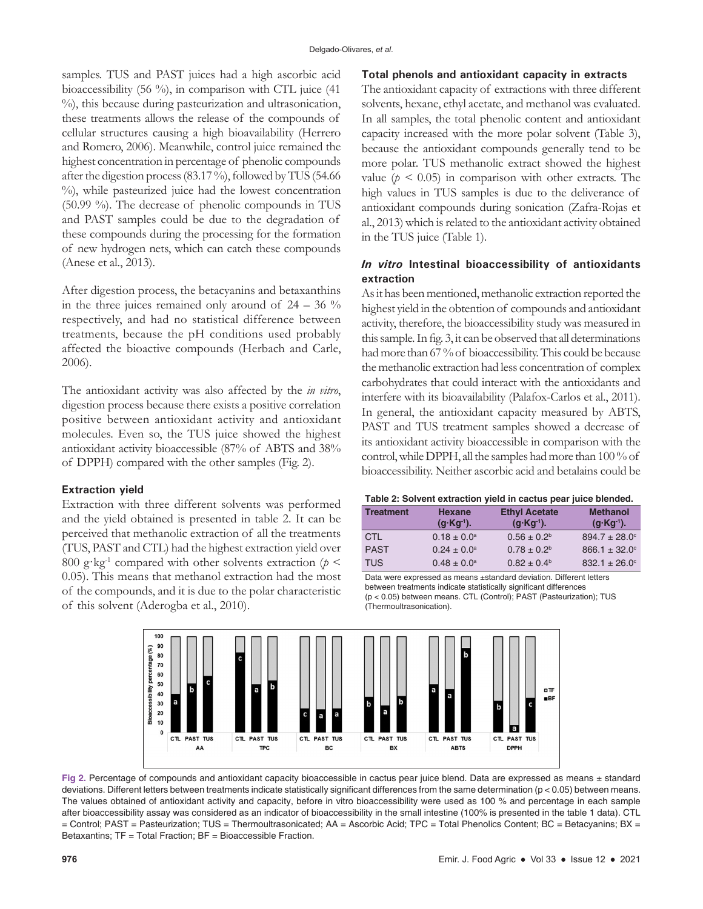samples. TUS and PAST juices had a high ascorbic acid bioaccessibility (56 %), in comparison with CTL juice (41 %), this because during pasteurization and ultrasonication, these treatments allows the release of the compounds of cellular structures causing a high bioavailability (Herrero and Romero, 2006). Meanwhile, control juice remained the highest concentration in percentage of phenolic compounds after the digestion process (83.17 %), followed by TUS (54.66 %), while pasteurized juice had the lowest concentration (50.99 %). The decrease of phenolic compounds in TUS and PAST samples could be due to the degradation of these compounds during the processing for the formation of new hydrogen nets, which can catch these compounds (Anese et al., 2013).

After digestion process, the betacyanins and betaxanthins in the three juices remained only around of 24 – 36 % respectively, and had no statistical difference between treatments, because the pH conditions used probably affected the bioactive compounds (Herbach and Carle, 2006).

The antioxidant activity was also affected by the *in vitro*, digestion process because there exists a positive correlation positive between antioxidant activity and antioxidant molecules. Even so, the TUS juice showed the highest antioxidant activity bioaccessible (87% of ABTS and 38% of DPPH) compared with the other samples (Fig. 2).

### Extraction yield

Extraction with three different solvents was performed and the yield obtained is presented in table 2. It can be perceived that methanolic extraction of all the treatments (TUS, PAST and CTL) had the highest extraction yield over 800 $g \cdot kg^{-1}$ compared with other solvents extraction ($p < 0.05$). This means that methanol extraction had the most of the compounds, and it is due to the polar characteristic of this solvent (Aderogba et al., 2010).

### Total phenols and antioxidant capacity in extracts

The antioxidant capacity of extractions with three different solvents, hexane, ethyl acetate, and methanol was evaluated. In all samples, the total phenolic content and antioxidant capacity increased with the more polar solvent (Table 3), because the antioxidant compounds generally tend to be more polar. TUS methanolic extract showed the highest value ($p < 0.05$) in comparison with other extracts. The high values in TUS samples is due to the deliverance of antioxidant compounds during sonication (Zafra-Rojas et al., 2013) which is related to the antioxidant activity obtained in the TUS juice (Table 1).

### *In vitro* Intestinal bioaccessibility of antioxidants extraction

As it has been mentioned, methanolic extraction reported the highest yield in the obtention of compounds and antioxidant activity, therefore, the bioaccessibility study was measured in this sample. In fig. 3, it can be observed that all determinations had more than 67 % of bioaccessibility. This could be because the methanolic extraction had less concentration of complex carbohydrates that could interact with the antioxidants and interfere with its bioavailability (Palafox-Carlos et al., 2011). In general, the antioxidant capacity measured by ABTS, PAST and TUS treatment samples showed a decrease of its antioxidant activity bioaccessible in comparison with the control, while DPPH, all the samples had more than 100 % of bioaccessibility. Neither ascorbic acid and betalains could be

**Table 2: Solvent extraction yield in cactus pear juice blended.**

| Treatment | Hexane ($g \cdot Kg^{-1}$). | Ethyl Acetate ($g \cdot Kg^{-1}$). | Methanol ($g \cdot Kg^{-1}$). |
|---|---|---|---|
| CTL | $0.18 \pm 0.0^{a}$ | $0.56 \pm 0.2^{b}$ | $894.7 \pm 28.0^{c}$ |
| PAST | $0.24 \pm 0.0^{a}$ | $0.78 \pm 0.2^{b}$ | $866.1 \pm 32.0^{c}$ |
| TUS | $0.48 \pm 0.0^{a}$ | $0.82 \pm 0.4^{b}$ | $832.1 \pm 26.0^{c}$ |

Data were expressed as means ±standard deviation. Different letters between treatments indicate statistically significant differences ($p < 0.05$) between means. CTL (Control); PAST (Pasteurization); TUS (Thermoultrasonication).

Fig 2. Percentage of compounds and antioxidant capacity bioaccessible in cactus pear juice blend. Data are expressed as means ± standard deviations. Different letters between treatments indicate statistically significant differences from the same determination ($p < 0.05$) between means. The values obtained of antioxidant activity and capacity, before in vitro bioaccessibility were used as 100 % and percentage in each sample after bioaccessibility assay was considered as an indicator of bioaccessibility in the small intestine (100% is presented in the table 1 data). CTL = Control; PAST = Pasteurization; TUS = Thermoultrasonicated; AA = Ascorbic Acid; TPC = Total Phenolics Content; BC = Betacyanins; BX = Betaxantins; TF = Total Fraction; BF = Bioaccessible Fraction.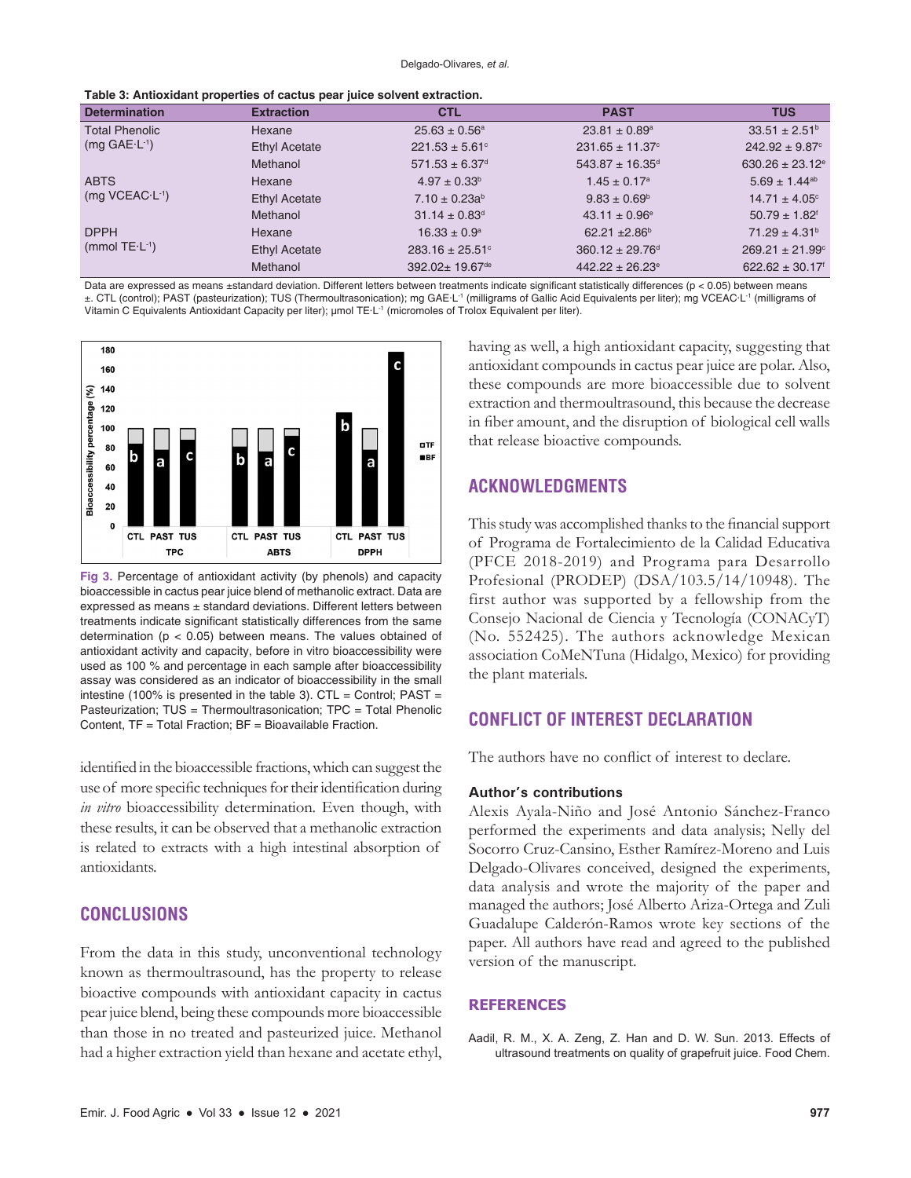**Table 3: Antioxidant properties of cactus pear juice solvent extraction.**

| Determination | Extraction | CTL | PAST | TUS |
|---|---|---|---|---|
| Total Phenolic (mg GAE·L$^{-1}$) | Hexane | 25.63 ± 0.56$^{a}$ | 23.81 ± 0.89$^{a}$ | 33.51 ± 2.51$^{b}$ |
| | Ethyl Acetate | 221.53 ± 5.61$^{c}$ | 231.65 ± 11.37$^{c}$ | 242.92 ± 9.87$^{c}$ |
| | Methanol | 571.53 ± 6.37$^{d}$ | 543.87 ± 16.35$^{d}$ | 630.26 ± 23.12$^{e}$ |
| ABTS (mg VCEAC·L$^{-1}$) | Hexane | 4.97 ± 0.33$^{b}$ | 1.45 ± 0.17$^{a}$ | 5.69 ± 1.44$^{ab}$ |
| | Ethyl Acetate | 7.10 ± 0.23a$^{b}$ | 9.83 ± 0.69$^{b}$ | 14.71 ± 4.05$^{c}$ |
| | Methanol | 31.14 ± 0.83$^{d}$ | 43.11 ± 0.96$^{e}$ | 50.79 ± 1.82$^{f}$ |
| DPPH (mmol TE·L$^{-1}$) | Hexane | 16.33 ± 0.9$^{a}$ | 62.21 ±2.86$^{b}$ | 71.29 ± 4.31$^{b}$ |
| | Ethyl Acetate | 283.16 ± 25.51$^{c}$ | 360.12 ± 29.76$^{d}$ | 269.21 ± 21.99$^{c}$ |
| | Methanol | 392.02± 19.67$^{de}$ | 442.22 ± 26.23$^{e}$ | 622.62 ± 30.17$^{f}$ |

Data are expressed as means ±standard deviation. Different letters between treatments indicate significant statistically differences ($p < 0.05$) between means ±. CTL (control); PAST (pasteurization); TUS (Thermoultrasonication); mg GAE·L$^{-1}$ (milligrams of Gallic Acid Equivalents per liter); mg VCEAC·L$^{-1}$ (milligrams of Vitamin C Equivalents Antioxidant Capacity per liter); μmol TE·L$^{-1}$ (micromoles of Trolox Equivalent per liter).

**Fig 3.** Percentage of antioxidant activity (by phenols) and capacity bioaccessible in cactus pear juice blend of methanolic extract. Data are expressed as means ± standard deviations. Different letters between treatments indicate significant statistically differences from the same determination ($p < 0.05$) between means. The values obtained of antioxidant activity and capacity, before in vitro bioaccessibility were used as 100 % and percentage in each sample after bioaccessibility assay was considered as an indicator of bioaccessibility in the small intestine (100% is presented in the table 3). CTL = Control; PAST = Pasteurization; TUS = Thermoultrasonication; TPC = Total Phenolic Content, TF = Total Fraction; BF = Bioavailable Fraction.

identified in the bioaccessible fractions, which can suggest the use of more specific techniques for their identification during *in vitro* bioaccessibility determination. Even though, with these results, it can be observed that a methanolic extraction is related to extracts with a high intestinal absorption of antioxidants.

## CONCLUSIONS

From the data in this study, unconventional technology known as thermoultrasound, has the property to release bioactive compounds with antioxidant capacity in cactus pear juice blend, being these compounds more bioaccessible than those in no treated and pasteurized juice. Methanol had a higher extraction yield than hexane and acetate ethyl, having as well, a high antioxidant capacity, suggesting that antioxidant compounds in cactus pear juice are polar. Also, these compounds are more bioaccessible due to solvent extraction and thermoultrasound, this because the decrease in fiber amount, and the disruption of biological cell walls that release bioactive compounds.

## ACKNOWLEDGMENTS

This study was accomplished thanks to the financial support of Programa de Fortalecimiento de la Calidad Educativa (PFCE 2018-2019) and Programa para Desarrollo Profesional (PRODEP) (DSA/103.5/14/10948). The first author was supported by a fellowship from the Consejo Nacional de Ciencia y Tecnología (CONACyT) (No. 552425). The authors acknowledge Mexican association CoMeNTuna (Hidalgo, Mexico) for providing the plant materials.

## CONFLICT OF INTEREST DECLARATION

The authors have no conflict of interest to declare.

### Author's contributions

Alexis Ayala-Niño and José Antonio Sánchez-Franco performed the experiments and data analysis; Nelly del Socorro Cruz-Cansino, Esther Ramírez-Moreno and Luis Delgado-Olivares conceived, designed the experiments, data analysis and wrote the majority of the paper and managed the authors; José Alberto Ariza-Ortega and Zuli Guadalupe Calderón-Ramos wrote key sections of the paper. All authors have read and agreed to the published version of the manuscript.

## REFERENCES

Aadil, R. M., X. A. Zeng, Z. Han and D. W. Sun. 2013. Effects of ultrasound treatments on quality of grapefruit juice. Food Chem.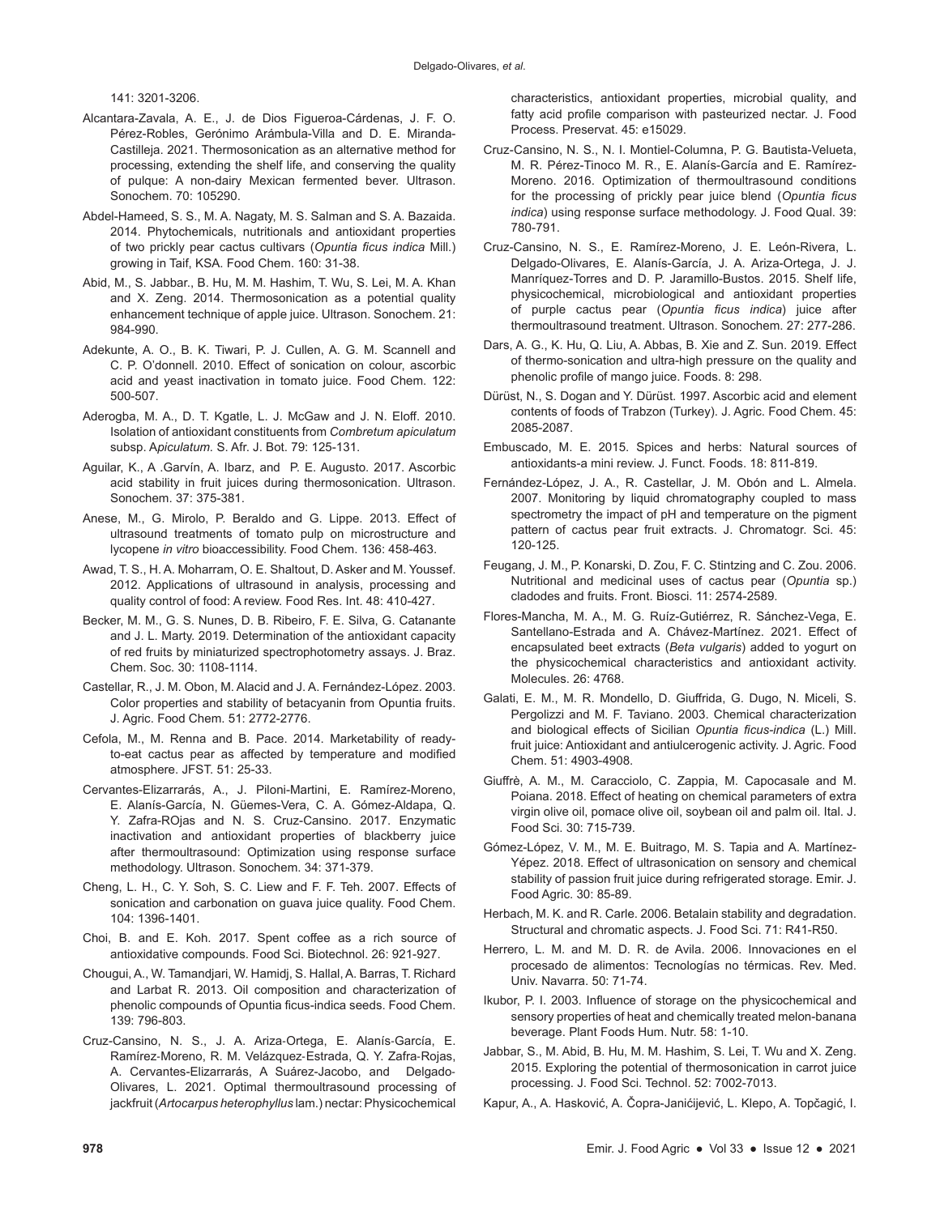141: 3201-3206.

Alcantara-Zavala, A. E., J. de Dios Figueroa-Cárdenas, J. F. O. Pérez-Robles, Gerónimo Arámbula-Villa and D. E. Miranda-Castilleja. 2021. Thermosonication as an alternative method for processing, extending the shelf life, and conserving the quality of pulque: A non-dairy Mexican fermented bever. Ultrason. Sonochem. 70: 105290.

Abdel-Hameed, S. S., M. A. Nagaty, M. S. Salman and S. A. Bazaida. 2014. Phytochemicals, nutritionals and antioxidant properties of two prickly pear cactus cultivars (*Opuntia ficus indica* Mill.) growing in Taif, KSA. Food Chem. 160: 31-38.

Abid, M., S. Jabbar., B. Hu, M. M. Hashim, T. Wu, S. Lei, M. A. Khan and X. Zeng. 2014. Thermosonication as a potential quality enhancement technique of apple juice. Ultrason. Sonochem. 21: 984-990.

Adekunte, A. O., B. K. Tiwari, P. J. Cullen, A. G. M. Scannell and C. P. O'donnell. 2010. Effect of sonication on colour, ascorbic acid and yeast inactivation in tomato juice. Food Chem. 122: 500-507.

Aderogba, M. A., D. T. Kgatle, L. J. McGaw and J. N. Eloff. 2010. Isolation of antioxidant constituents from *Combretum apiculatum* subsp. A*piculatum.* S. Afr. J. Bot. 79: 125-131.

Aguilar, K., A .Garvín, A. Ibarz, and P. E. Augusto. 2017. Ascorbic acid stability in fruit juices during thermosonication. Ultrason. Sonochem. 37: 375-381.

Anese, M., G. Mirolo, P. Beraldo and G. Lippe. 2013. Effect of ultrasound treatments of tomato pulp on microstructure and lycopene *in vitro* bioaccessibility. Food Chem. 136: 458-463.

Awad, T. S., H. A. Moharram, O. E. Shaltout, D. Asker and M. Youssef. 2012. Applications of ultrasound in analysis, processing and quality control of food: A review. Food Res. Int. 48: 410-427.

Becker, M. M., G. S. Nunes, D. B. Ribeiro, F. E. Silva, G. Catanante and J. L. Marty. 2019. Determination of the antioxidant capacity of red fruits by miniaturized spectrophotometry assays. J. Braz. Chem. Soc. 30: 1108-1114.

Castellar, R., J. M. Obon, M. Alacid and J. A. Fernández-López. 2003. Color properties and stability of betacyanin from Opuntia fruits. J. Agric. Food Chem. 51: 2772-2776.

Cefola, M., M. Renna and B. Pace. 2014. Marketability of ready-to-eat cactus pear as affected by temperature and modified atmosphere. JFST. 51: 25-33.

Cervantes-Elizarrarás, A., J. Piloni-Martini, E. Ramírez-Moreno, E. Alanís-García, N. Güemes-Vera, C. A. Gómez-Aldapa, Q. Y. Zafra-ROjas and N. S. Cruz-Cansino. 2017. Enzymatic inactivation and antioxidant properties of blackberry juice after thermoultrasound: Optimization using response surface methodology. Ultrason. Sonochem. 34: 371-379.

Cheng, L. H., C. Y. Soh, S. C. Liew and F. F. Teh. 2007. Effects of sonication and carbonation on guava juice quality. Food Chem. 104: 1396-1401.

Choi, B. and E. Koh. 2017. Spent coffee as a rich source of antioxidative compounds. Food Sci. Biotechnol. 26: 921-927.

Chougui, A., W. Tamandjari, W. Hamidj, S. Hallal, A. Barras, T. Richard and Larbat R. 2013. Oil composition and characterization of phenolic compounds of Opuntia ficus-indica seeds. Food Chem. 139: 796-803.

Cruz-Cansino, N. S., J. A. Ariza-Ortega, E. Alanís-García, E. Ramírez-Moreno, R. M. Velázquez-Estrada, Q. Y. Zafra-Rojas, A. Cervantes-Elizarrarás, A Suárez-Jacobo, and Delgado-Olivares, L. 2021. Optimal thermoultrasound processing of jackfruit (*Artocarpus heterophyllus* lam.) nectar: Physicochemical characteristics, antioxidant properties, microbial quality, and fatty acid profile comparison with pasteurized nectar. J. Food Process. Preservat. 45: e15029.

Cruz-Cansino, N. S., N. I. Montiel-Columna, P. G. Bautista-Velueta, M. R. Pérez-Tinoco M. R., E. Alanís-García and E. Ramírez-Moreno. 2016. Optimization of thermoultrasound conditions for the processing of prickly pear juice blend (*Opuntia ficus indica*) using response surface methodology. J. Food Qual. 39: 780-791.

Cruz-Cansino, N. S., E. Ramírez-Moreno, J. E. León-Rivera, L. Delgado-Olivares, E. Alanís-García, J. A. Ariza-Ortega, J. J. Manríquez-Torres and D. P. Jaramillo-Bustos. 2015. Shelf life, physicochemical, microbiological and antioxidant properties of purple cactus pear (*Opuntia ficus indica*) juice after thermoultrasound treatment. Ultrason. Sonochem. 27: 277-286.

Dars, A. G., K. Hu, Q. Liu, A. Abbas, B. Xie and Z. Sun. 2019. Effect of thermo-sonication and ultra-high pressure on the quality and phenolic profile of mango juice. Foods. 8: 298.

Dürüst, N., S. Dogan and Y. Dürüst. 1997. Ascorbic acid and element contents of foods of Trabzon (Turkey). J. Agric. Food Chem. 45: 2085-2087.

Embuscado, M. E. 2015. Spices and herbs: Natural sources of antioxidants-a mini review. J. Funct. Foods. 18: 811-819.

Fernández-López, J. A., R. Castellar, J. M. Obón and L. Almela. 2007. Monitoring by liquid chromatography coupled to mass spectrometry the impact of pH and temperature on the pigment pattern of cactus pear fruit extracts. J. Chromatogr. Sci. 45: 120-125.

Feugang, J. M., P. Konarski, D. Zou, F. C. Stintzing and C. Zou. 2006. Nutritional and medicinal uses of cactus pear (*Opuntia* sp.) cladodes and fruits. Front. Biosci. 11: 2574-2589.

Flores-Mancha, M. A., M. G. Ruíz-Gutiérrez, R. Sánchez-Vega, E. Santellano-Estrada and A. Chávez-Martínez. 2021. Effect of encapsulated beet extracts (*Beta vulgaris*) added to yogurt on the physicochemical characteristics and antioxidant activity. Molecules. 26: 4768.

Galati, E. M., M. R. Mondello, D. Giuffrida, G. Dugo, N. Miceli, S. Pergolizzi and M. F. Taviano. 2003. Chemical characterization and biological effects of Sicilian *Opuntia ficus-indica* (L.) Mill. fruit juice: Antioxidant and antiulcerogenic activity. J. Agric. Food Chem. 51: 4903-4908.

Giuffrè, A. M., M. Caracciolo, C. Zappia, M. Capocasale and M. Poiana. 2018. Effect of heating on chemical parameters of extra virgin olive oil, pomace olive oil, soybean oil and palm oil. Ital. J. Food Sci. 30: 715-739.

Gómez-López, V. M., M. E. Buitrago, M. S. Tapia and A. Martínez-Yépez. 2018. Effect of ultrasonication on sensory and chemical stability of passion fruit juice during refrigerated storage. Emir. J. Food Agric. 30: 85-89.

Herbach, M. K. and R. Carle. 2006. Betalain stability and degradation. Structural and chromatic aspects. J. Food Sci. 71: R41-R50.

Herrero, L. M. and M. D. R. de Avila. 2006. Innovaciones en el procesado de alimentos: Tecnologías no térmicas. Rev. Med. Univ. Navarra. 50: 71-74.

Ikubor, P. I. 2003. Influence of storage on the physicochemical and sensory properties of heat and chemically treated melon-banana beverage. Plant Foods Hum. Nutr. 58: 1-10.

Jabbar, S., M. Abid, B. Hu, M. M. Hashim, S. Lei, T. Wu and X. Zeng. 2015. Exploring the potential of thermosonication in carrot juice processing. J. Food Sci. Technol. 52: 7002-7013.

Kapur, A., A. Hasković, A. Čopra-Janićijević, L. Klepo, A. Topčagić, I.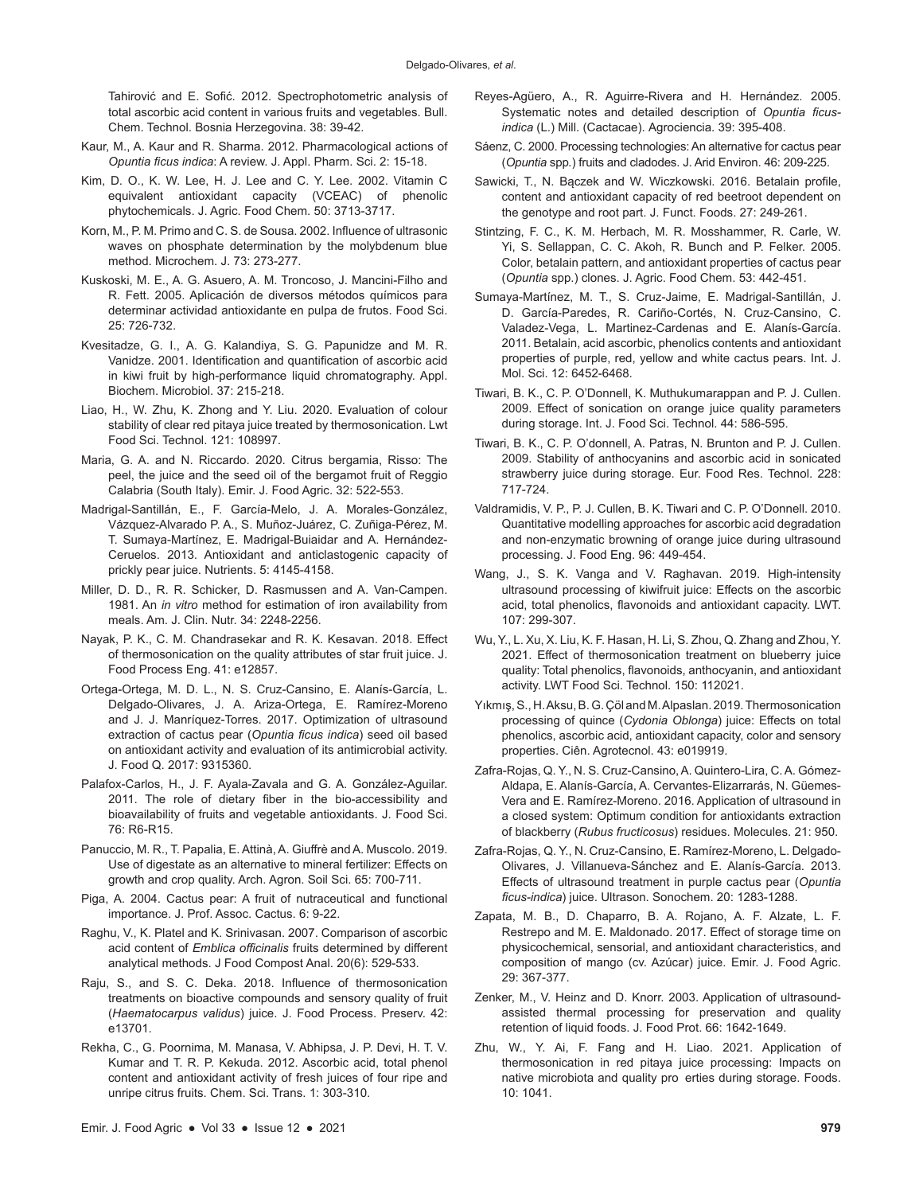Tahirović and E. Sofić. 2012. Spectrophotometric analysis of total ascorbic acid content in various fruits and vegetables. Bull. Chem. Technol. Bosnia Herzegovina. 38: 39-42.

Kaur, M., A. Kaur and R. Sharma. 2012. Pharmacological actions of *Opuntia ficus indica*: A review. J. Appl. Pharm. Sci. 2: 15-18.

Kim, D. O., K. W. Lee, H. J. Lee and C. Y. Lee. 2002. Vitamin C equivalent antioxidant capacity (VCEAC) of phenolic phytochemicals. J. Agric. Food Chem. 50: 3713-3717.

Korn, M., P. M. Primo and C. S. de Sousa. 2002. Influence of ultrasonic waves on phosphate determination by the molybdenum blue method. Microchem. J. 73: 273-277.

Kuskoski, M. E., A. G. Asuero, A. M. Troncoso, J. Mancini-Filho and R. Fett. 2005. Aplicación de diversos métodos químicos para determinar actividad antioxidante en pulpa de frutos. Food Sci. 25: 726-732.

Kvesitadze, G. I., A. G. Kalandiya, S. G. Papunidze and M. R. Vanidze. 2001. Identification and quantification of ascorbic acid in kiwi fruit by high-performance liquid chromatography. Appl. Biochem. Microbiol. 37: 215-218.

Liao, H., W. Zhu, K. Zhong and Y. Liu. 2020. Evaluation of colour stability of clear red pitaya juice treated by thermosonication. Lwt Food Sci. Technol. 121: 108997.

Maria, G. A. and N. Riccardo. 2020. Citrus bergamia, Risso: The peel, the juice and the seed oil of the bergamot fruit of Reggio Calabria (South Italy). Emir. J. Food Agric. 32: 522-553.

Madrigal-Santillán, E., F. García-Melo, J. A. Morales-González, Vázquez-Alvarado P. A., S. Muñoz-Juárez, C. Zuñiga-Pérez, M. T. Sumaya-Martínez, E. Madrigal-Buiaidar and A. Hernández-Ceruelos. 2013. Antioxidant and anticlastogenic capacity of prickly pear juice. Nutrients. 5: 4145-4158.

Miller, D. D., R. R. Schicker, D. Rasmussen and A. Van-Campen. 1981. An *in vitro* method for estimation of iron availability from meals. Am. J. Clin. Nutr. 34: 2248-2256.

Nayak, P. K., C. M. Chandrasekar and R. K. Kesavan. 2018. Effect of thermosonication on the quality attributes of star fruit juice. J. Food Process Eng. 41: e12857.

Ortega-Ortega, M. D. L., N. S. Cruz-Cansino, E. Alanís-García, L. Delgado-Olivares, J. A. Ariza-Ortega, E. Ramírez-Moreno and J. J. Manríquez-Torres. 2017. Optimization of ultrasound extraction of cactus pear (*Opuntia ficus indica*) seed oil based on antioxidant activity and evaluation of its antimicrobial activity. J. Food Q. 2017: 9315360.

Palafox-Carlos, H., J. F. Ayala-Zavala and G. A. González-Aguilar. 2011. The role of dietary fiber in the bio-accessibility and bioavailability of fruits and vegetable antioxidants. J. Food Sci. 76: R6-R15.

Panuccio, M. R., T. Papalia, E. Attinà, A. Giuffrè and A. Muscolo. 2019. Use of digestate as an alternative to mineral fertilizer: Effects on growth and crop quality. Arch. Agron. Soil Sci. 65: 700-711.

Piga, A. 2004. Cactus pear: A fruit of nutraceutical and functional importance. J. Prof. Assoc. Cactus. 6: 9-22.

Raghu, V., K. Platel and K. Srinivasan. 2007. Comparison of ascorbic acid content of *Emblica officinalis* fruits determined by different analytical methods. J Food Compost Anal. 20(6): 529-533.

Raju, S., and S. C. Deka. 2018. Influence of thermosonication treatments on bioactive compounds and sensory quality of fruit (*Haematocarpus validus*) juice. J. Food Process. Preserv. 42: e13701.

Rekha, C., G. Poornima, M. Manasa, V. Abhipsa, J. P. Devi, H. T. V. Kumar and T. R. P. Kekuda. 2012. Ascorbic acid, total phenol content and antioxidant activity of fresh juices of four ripe and unripe citrus fruits. Chem. Sci. Trans. 1: 303-310.

Reyes-Agüero, A., R. Aguirre-Rivera and H. Hernández. 2005. Systematic notes and detailed description of *Opuntia ficus-indica* (L.) Mill. (Cactacae). Agrociencia. 39: 395-408.

Sáenz, C. 2000. Processing technologies: An alternative for cactus pear (*Opuntia* spp.) fruits and cladodes. J. Arid Environ. 46: 209-225.

Sawicki, T., N. Bączek and W. Wiczkowski. 2016. Betalain profile, content and antioxidant capacity of red beetroot dependent on the genotype and root part. J. Funct. Foods. 27: 249-261.

Stintzing, F. C., K. M. Herbach, M. R. Mosshammer, R. Carle, W. Yi, S. Sellappan, C. C. Akoh, R. Bunch and P. Felker. 2005. Color, betalain pattern, and antioxidant properties of cactus pear (*Opuntia* spp.) clones. J. Agric. Food Chem. 53: 442-451.

Sumaya-Martínez, M. T., S. Cruz-Jaime, E. Madrigal-Santillán, J. D. García-Paredes, R. Cariño-Cortés, N. Cruz-Cansino, C. Valadez-Vega, L. Martinez-Cardenas and E. Alanís-García. 2011. Betalain, acid ascorbic, phenolics contents and antioxidant properties of purple, red, yellow and white cactus pears. Int. J. Mol. Sci. 12: 6452-6468.

Tiwari, B. K., C. P. O'Donnell, K. Muthukumarappan and P. J. Cullen. 2009. Effect of sonication on orange juice quality parameters during storage. Int. J. Food Sci. Technol. 44: 586-595.

Tiwari, B. K., C. P. O'donnell, A. Patras, N. Brunton and P. J. Cullen. 2009. Stability of anthocyanins and ascorbic acid in sonicated strawberry juice during storage. Eur. Food Res. Technol. 228: 717-724.

Valdramidis, V. P., P. J. Cullen, B. K. Tiwari and C. P. O'Donnell. 2010. Quantitative modelling approaches for ascorbic acid degradation and non-enzymatic browning of orange juice during ultrasound processing. J. Food Eng. 96: 449-454.

Wang, J., S. K. Vanga and V. Raghavan. 2019. High-intensity ultrasound processing of kiwifruit juice: Effects on the ascorbic acid, total phenolics, flavonoids and antioxidant capacity. LWT. 107: 299-307.

Wu, Y., L. Xu, X. Liu, K. F. Hasan, H. Li, S. Zhou, Q. Zhang and Zhou, Y. 2021. Effect of thermosonication treatment on blueberry juice quality: Total phenolics, flavonoids, anthocyanin, and antioxidant activity. LWT Food Sci. Technol. 150: 112021.

Yıkmış, S., H. Aksu, B. G. Çöl and M. Alpaslan. 2019. Thermosonication processing of quince (*Cydonia Oblonga*) juice: Effects on total phenolics, ascorbic acid, antioxidant capacity, color and sensory properties. Ciên. Agrotecnol. 43: e019919.

Zafra-Rojas, Q. Y., N. S. Cruz-Cansino, A. Quintero-Lira, C. A. Gómez-Aldapa, E. Alanís-García, A. Cervantes-Elizarrarás, N. Güemes-Vera and E. Ramírez-Moreno. 2016. Application of ultrasound in a closed system: Optimum condition for antioxidants extraction of blackberry (*Rubus fructicosus*) residues. Molecules. 21: 950.

Zafra-Rojas, Q. Y., N. Cruz-Cansino, E. Ramírez-Moreno, L. Delgado-Olivares, J. Villanueva-Sánchez and E. Alanís-García. 2013. Effects of ultrasound treatment in purple cactus pear (*Opuntia ficus-indica*) juice. Ultrason. Sonochem. 20: 1283-1288.

Zapata, M. B., D. Chaparro, B. A. Rojano, A. F. Alzate, L. F. Restrepo and M. E. Maldonado. 2017. Effect of storage time on physicochemical, sensorial, and antioxidant characteristics, and composition of mango (cv. Azúcar) juice. Emir. J. Food Agric. 29: 367-377.

Zenker, M., V. Heinz and D. Knorr. 2003. Application of ultrasound-assisted thermal processing for preservation and quality retention of liquid foods. J. Food Prot. 66: 1642-1649.

Zhu, W., Y. Ai, F. Fang and H. Liao. 2021. Application of thermosonication in red pitaya juice processing: Impacts on native microbiota and quality pro erties during storage. Foods. 10: 1041.